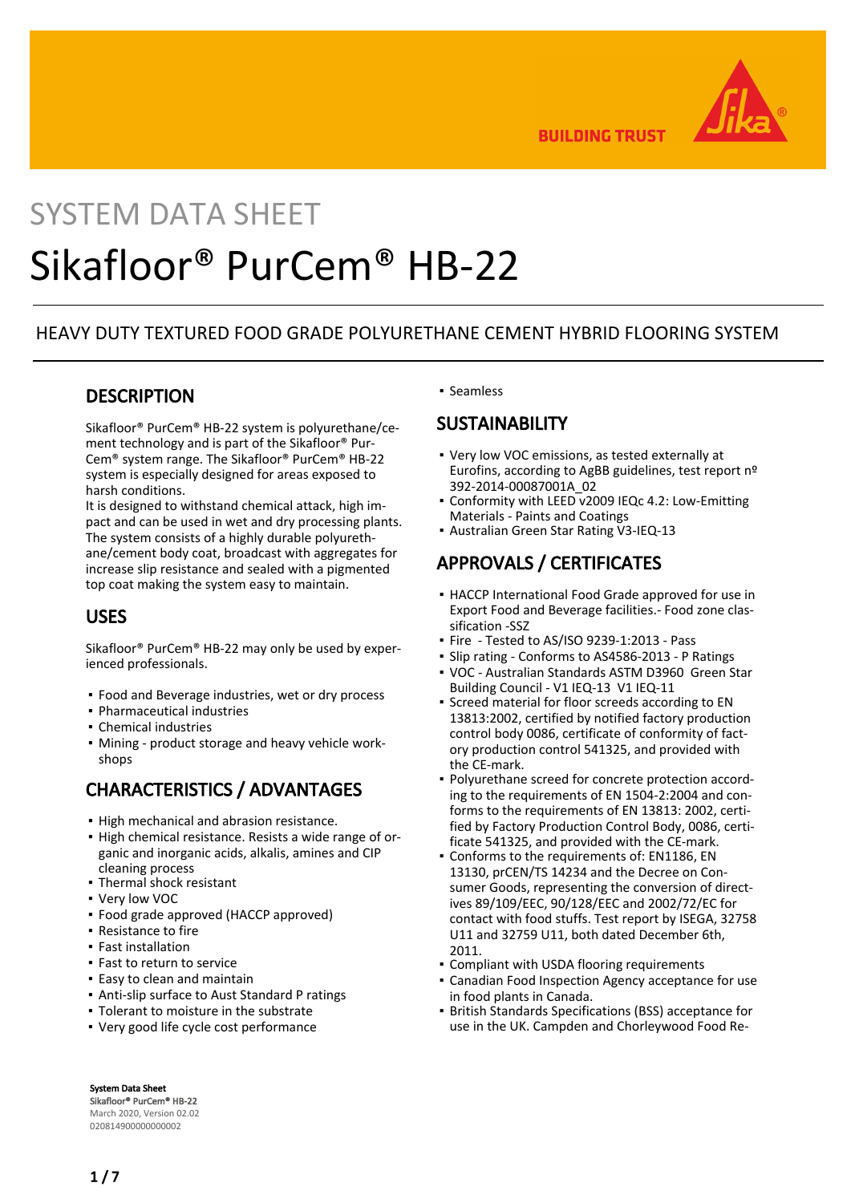SYSTEM DATA SHEET

# Sikafloor® PurCem® HB-22

HEAVY DUTY TEXTURED FOOD GRADE POLYURETHANE CEMENT HYBRID FLOORING SYSTEM

## DESCRIPTION

Sikafloor® PurCem® HB-22 system is polyurethane/cement technology and is part of the Sikafloor® PurCem® system range. The Sikafloor® PurCem® HB-22 system is especially designed for areas exposed to harsh conditions.
It is designed to withstand chemical attack, high impact and can be used in wet and dry processing plants. The system consists of a highly durable polyurethane/cement body coat, broadcast with aggregates for increase slip resistance and sealed with a pigmented top coat making the system easy to maintain.

## USES

Sikafloor® PurCem® HB-22 may only be used by experienced professionals.

- Food and Beverage industries, wet or dry process
- Pharmaceutical industries
- Chemical industries
- Mining - product storage and heavy vehicle workshops

## CHARACTERISTICS / ADVANTAGES

- High mechanical and abrasion resistance.
- High chemical resistance. Resists a wide range of organic and inorganic acids, alkalis, amines and CIP cleaning process
- Thermal shock resistant
- Very low VOC
- Food grade approved (HACCP approved)
- Resistance to fire
- Fast installation
- Fast to return to service
- Easy to clean and maintain
- Anti-slip surface to Aust Standard P ratings
- Tolerant to moisture in the substrate
- Very good life cycle cost performance
- Seamless

## SUSTAINABILITY

- Very low VOC emissions, as tested externally at Eurofins, according to AgBB guidelines, test report nº 392-2014-00087001A_02
- Conformity with LEED v2009 IEQc 4.2: Low-Emitting Materials - Paints and Coatings
- Australian Green Star Rating V3-IEQ-13

## APPROVALS / CERTIFICATES

- HACCP International Food Grade approved for use in Export Food and Beverage facilities.- Food zone classification -SSZ
- Fire - Tested to AS/ISO 9239-1:2013 - Pass
- Slip rating - Conforms to AS4586-2013 - P Ratings
- VOC - Australian Standards ASTM D3960 Green Star Building Council - V1 IEQ-13 V1 IEQ-11
- Screed material for floor screeds according to EN 13813:2002, certified by notified factory production control body 0086, certificate of conformity of factory production control 541325, and provided with the CE-mark.
- Polyurethane screed for concrete protection according to the requirements of EN 1504-2:2004 and conforms to the requirements of EN 13813: 2002, certified by Factory Production Control Body, 0086, certificate 541325, and provided with the CE-mark.
- Conforms to the requirements of: EN1186, EN 13130, prCEN/TS 14234 and the Decree on Consumer Goods, representing the conversion of directives 89/109/EEC, 90/128/EEC and 2002/72/EC for contact with food stuffs. Test report by ISEGA, 32758 U11 and 32759 U11, both dated December 6th, 2011.
- Compliant with USDA flooring requirements
- Canadian Food Inspection Agency acceptance for use in food plants in Canada.
- British Standards Specifications (BSS) acceptance for use in the UK. Campden and Chorleywood Food Re-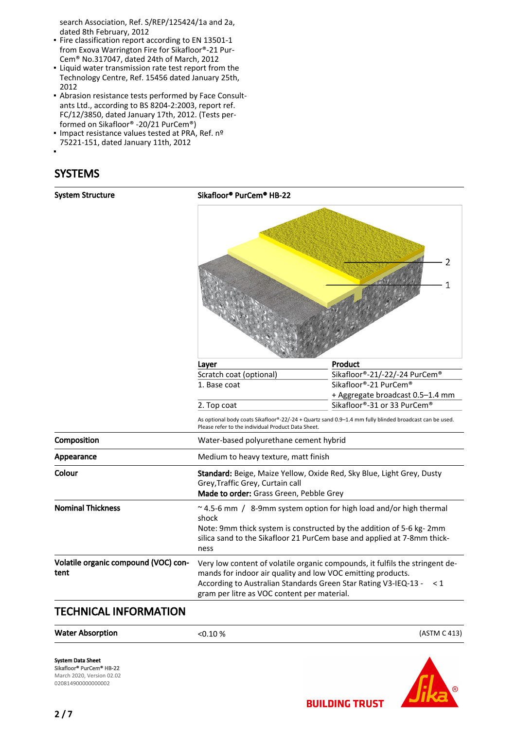search Association, Ref. S/REP/125424/1a and 2a, dated 8th February, 2012

- Fire classification report according to EN 13501-1 from Exova Warrington Fire for Sikafloor®-21 PurCem® No.317047, dated 24th of March, 2012
- Liquid water transmission rate test report from the Technology Centre, Ref. 15456 dated January 25th, 2012
- Abrasion resistance tests performed by Face Consultants Ltd., according to BS 8204-2:2003, report ref. FC/12/3850, dated January 17th, 2012. (Tests performed on Sikafloor® -20/21 PurCem®)
- Impact resistance values tested at PRA, Ref. nº 75221-151, dated January 11th, 2012
-

## SYSTEMS

**System Structure**

**Sikafloor® PurCem® HB-22**

| Layer | Product |
|---|---|
| Scratch coat (optional) | Sikafloor®-21/-22/-24 PurCem® |
| 1. Base coat | Sikafloor®-21 PurCem® + Aggregate broadcast 0.5–1.4 mm |
| 2. Top coat | Sikafloor®-31 or 33 PurCem® |

As optional body coats Sikafloor®-22/-24 + Quartz sand 0.9–1.4 mm fully blinded broadcast can be used. Please refer to the individual Product Data Sheet.

| | |
|---|---|
| **Composition** | Water-based polyurethane cement hybrid |
| **Appearance** | Medium to heavy texture, matt finish |
| **Colour** | **Standard:** Beige, Maize Yellow, Oxide Red, Sky Blue, Light Grey, Dusty Grey,Traffic Grey, Curtain call<br>**Made to order:** Grass Green, Pebble Grey |
| **Nominal Thickness** | ~ 4.5-6 mm / 8-9mm system option for high load and/or high thermal shock<br>Note: 9mm thick system is constructed by the addition of 5-6 kg- 2mm silica sand to the Sikafloor 21 PurCem base and applied at 7-8mm thickness |
| **Volatile organic compound (VOC) content** | Very low content of volatile organic compounds, it fulfils the stringent demands for indoor air quality and low VOC emitting products.<br>According to Australian Standards Green Star Rating V3-IEQ-13 - < 1 gram per litre as VOC content per material. |

## TECHNICAL INFORMATION

| | | |
|---|---|---|
| **Water Absorption** | <0.10 % | (ASTM C 413) |

**System Data Sheet**
**Sikafloor® PurCem® HB-22**
March 2020, Version 02.02
020814900000000002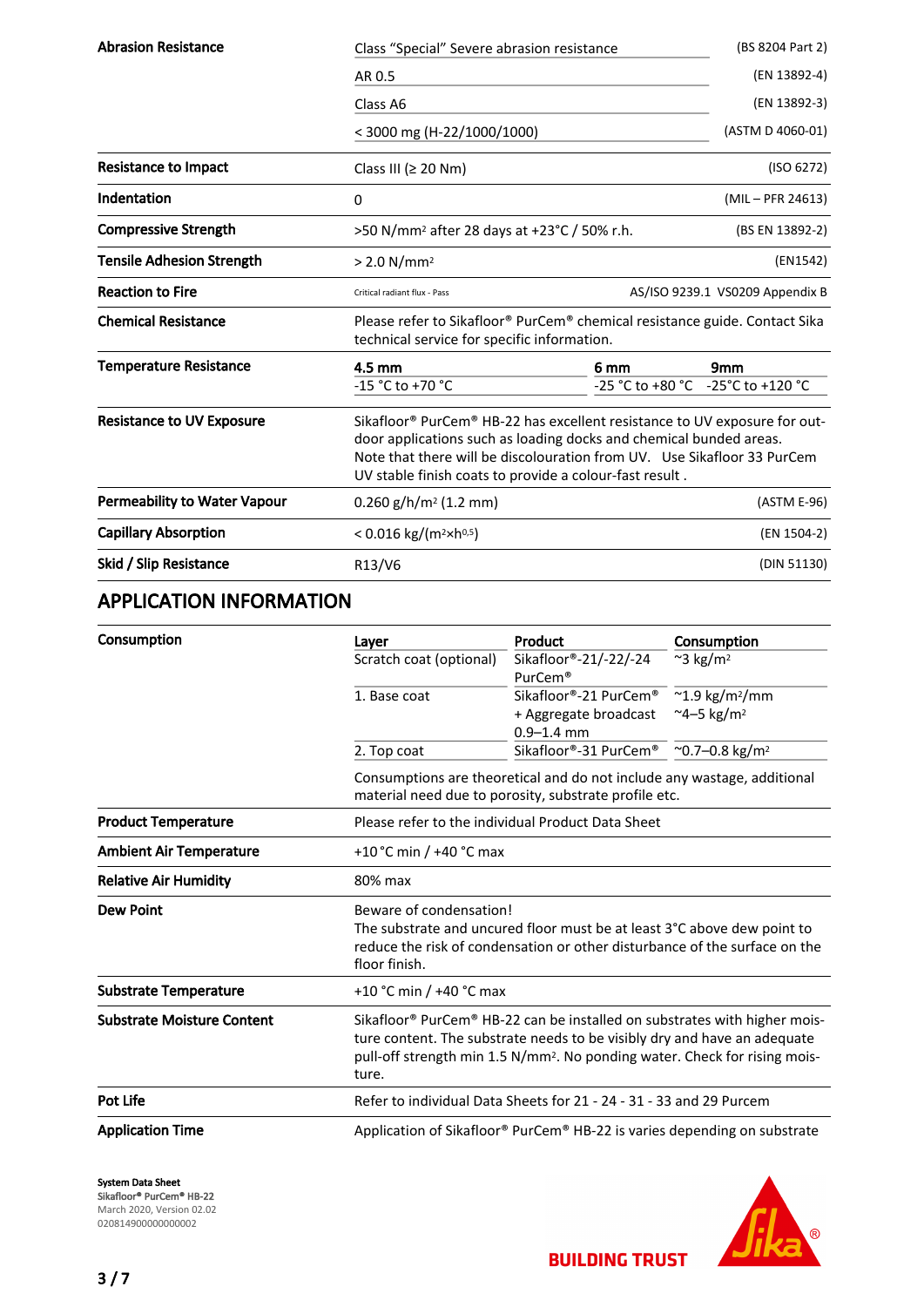| | | |
|---|---|---|
| **Abrasion Resistance** | Class "Special" Severe abrasion resistance | (BS 8204 Part 2) |
| | AR 0.5 | (EN 13892-4) |
| | Class A6 | (EN 13892-3) |
| | < 3000 mg (H-22/1000/1000) | (ASTM D 4060-01) |
| **Resistance to Impact** | Class III (≥ 20 Nm) | (ISO 6272) |
| **Indentation** | 0 | (MIL – PFR 24613) |
| **Compressive Strength** | >50 N/mm² after 28 days at +23°C / 50% r.h. | (BS EN 13892-2) |
| **Tensile Adhesion Strength** | > 2.0 N/mm² | (EN1542) |
| **Reaction to Fire** | Critical radiant flux - Pass | AS/ISO 9239.1 VS0209 Appendix B |

| | |
|---|---|
| **Chemical Resistance** | Please refer to Sikafloor® PurCem® chemical resistance guide. Contact Sika technical service for specific information. |

| | | | |
|---|---|---|---|
| **Temperature Resistance** | **4.5 mm** | **6 mm** | **9mm** |
| | -15 °C to +70 °C | -25 °C to +80 °C | -25°C to +120 °C |

| | |
|---|---|
| **Resistance to UV Exposure** | Sikafloor® PurCem® HB-22 has excellent resistance to UV exposure for outdoor applications such as loading docks and chemical bunded areas. Note that there will be discolouration from UV. Use Sikafloor 33 PurCem UV stable finish coats to provide a colour-fast result . |

| | | |
|---|---|---|
| **Permeability to Water Vapour** | 0.260 g/h/m² (1.2 mm) | (ASTM E-96) |
| **Capillary Absorption** | < 0.016 kg/(m²×h$^{0.5}$) | (EN 1504-2) |
| **Skid / Slip Resistance** | R13/V6 | (DIN 51130) |

## APPLICATION INFORMATION

| | | | |
|---|---|---|---|
| **Consumption** | **Layer** | **Product** | **Consumption** |
| | Scratch coat (optional) | Sikafloor®-21/-22/-24 PurCem® | ~3 kg/m² |
| | 1. Base coat | Sikafloor®-21 PurCem® + Aggregate broadcast 0.9–1.4 mm | ~1.9 kg/m²/mm ~4–5 kg/m² |
| | 2. Top coat | Sikafloor®-31 PurCem® | ~0.7–0.8 kg/m² |
| | Consumptions are theoretical and do not include any wastage, additional material need due to porosity, substrate profile etc. | | |

| | |
|---|---|
| **Product Temperature** | Please refer to the individual Product Data Sheet |
| **Ambient Air Temperature** | +10 °C min / +40 °C max |
| **Relative Air Humidity** | 80% max |
| **Dew Point** | Beware of condensation! The substrate and uncured floor must be at least 3°C above dew point to reduce the risk of condensation or other disturbance of the surface on the floor finish. |
| **Substrate Temperature** | +10 °C min / +40 °C max |
| **Substrate Moisture Content** | Sikafloor® PurCem® HB-22 can be installed on substrates with higher moisture content. The substrate needs to be visibly dry and have an adequate pull-off strength min 1.5 N/mm². No ponding water. Check for rising moisture. |
| **Pot Life** | Refer to individual Data Sheets for 21 - 24 - 31 - 33 and 29 Purcem |
| **Application Time** | Application of Sikafloor® PurCem® HB-22 is varies depending on substrate |

**System Data Sheet**
Sikafloor® PurCem® HB-22
March 2020, Version 02.02
020814900000000002

BUILDING TRUST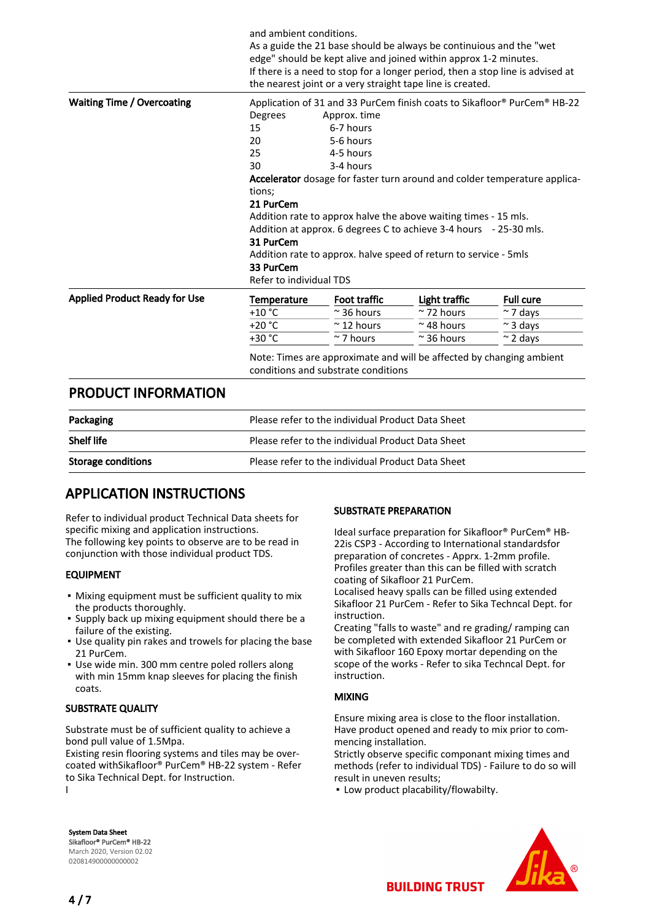| | |
|---|---|
| | and ambient conditions.<br>As a guide the 21 base should be always be continuious and the "wet edge" should be kept alive and joined within approx 1-2 minutes.<br>If there is a need to stop for a longer period, then a stop line is advised at the nearest joint or a very straight tape line is created. |
| **Waiting Time / Overcoating** | Application of 31 and 33 PurCem finish coats to Sikafloor® PurCem® HB-22<br>Degrees Approx. time<br>15 6-7 hours<br>20 5-6 hours<br>25 4-5 hours<br>30 3-4 hours<br>**Accelerator** dosage for faster turn around and colder temperature applications;<br>**21 PurCem**<br>Addition rate to approx halve the above waiting times - 15 mls.<br>Addition at approx. 6 degrees C to achieve 3-4 hours - 25-30 mls.<br>**31 PurCem**<br>Addition rate to approx. halve speed of return to service - 5mls<br>**33 PurCem**<br>Refer to individual TDS |

**Applied Product Ready for Use**

| Temperature | Foot traffic | Light traffic | Full cure |
|---|---|---|---|
| +10 °C | ~ 36 hours | ~ 72 hours | ~ 7 days |
| +20 °C | ~ 12 hours | ~ 48 hours | ~ 3 days |
| +30 °C | ~ 7 hours | ~ 36 hours | ~ 2 days |

Note: Times are approximate and will be affected by changing ambient conditions and substrate conditions

## PRODUCT INFORMATION

| | |
|---|---|
| **Packaging** | Please refer to the individual Product Data Sheet |
| **Shelf life** | Please refer to the individual Product Data Sheet |
| **Storage conditions** | Please refer to the individual Product Data Sheet |

## APPLICATION INSTRUCTIONS

Refer to individual product Technical Data sheets for specific mixing and application instructions.
The following key points to observe are to be read in conjunction with those individual product TDS.

### EQUIPMENT

- Mixing equipment must be sufficient quality to mix the products thoroughly.
- Supply back up mixing equipment should there be a failure of the existing.
- Use quality pin rakes and trowels for placing the base 21 PurCem.
- Use wide min. 300 mm centre poled rollers along with min 15mm knap sleeves for placing the finish coats.

### SUBSTRATE QUALITY

Substrate must be of sufficient quality to achieve a bond pull value of 1.5Mpa.
Existing resin flooring systems and tiles may be overcoated withSikafloor® PurCem® HB-22 system - Refer to Sika Technical Dept. for Instruction.
l

### SUBSTRATE PREPARATION

Ideal surface preparation for Sikafloor® PurCem® HB-22is CSP3 - According to International standardsfor preparation of concretes - Apprx. 1-2mm profile.
Profiles greater than this can be filled with scratch coating of Sikafloor 21 PurCem.
Localised heavy spalls can be filled using extended Sikafloor 21 PurCem - Refer to Sika Techncal Dept. for instruction.
Creating "falls to waste" and re grading/ ramping can be completed with extended Sikafloor 21 PurCem or with Sikafloor 160 Epoxy mortar depending on the scope of the works - Refer to sika Techncal Dept. for instruction.

### MIXING

Ensure mixing area is close to the floor installation.
Have product opened and ready to mix prior to commencing installation.
Strictly observe specific componant mixing times and methods (refer to individual TDS) - Failure to do so will result in uneven results;

- Low product placability/flowabilty.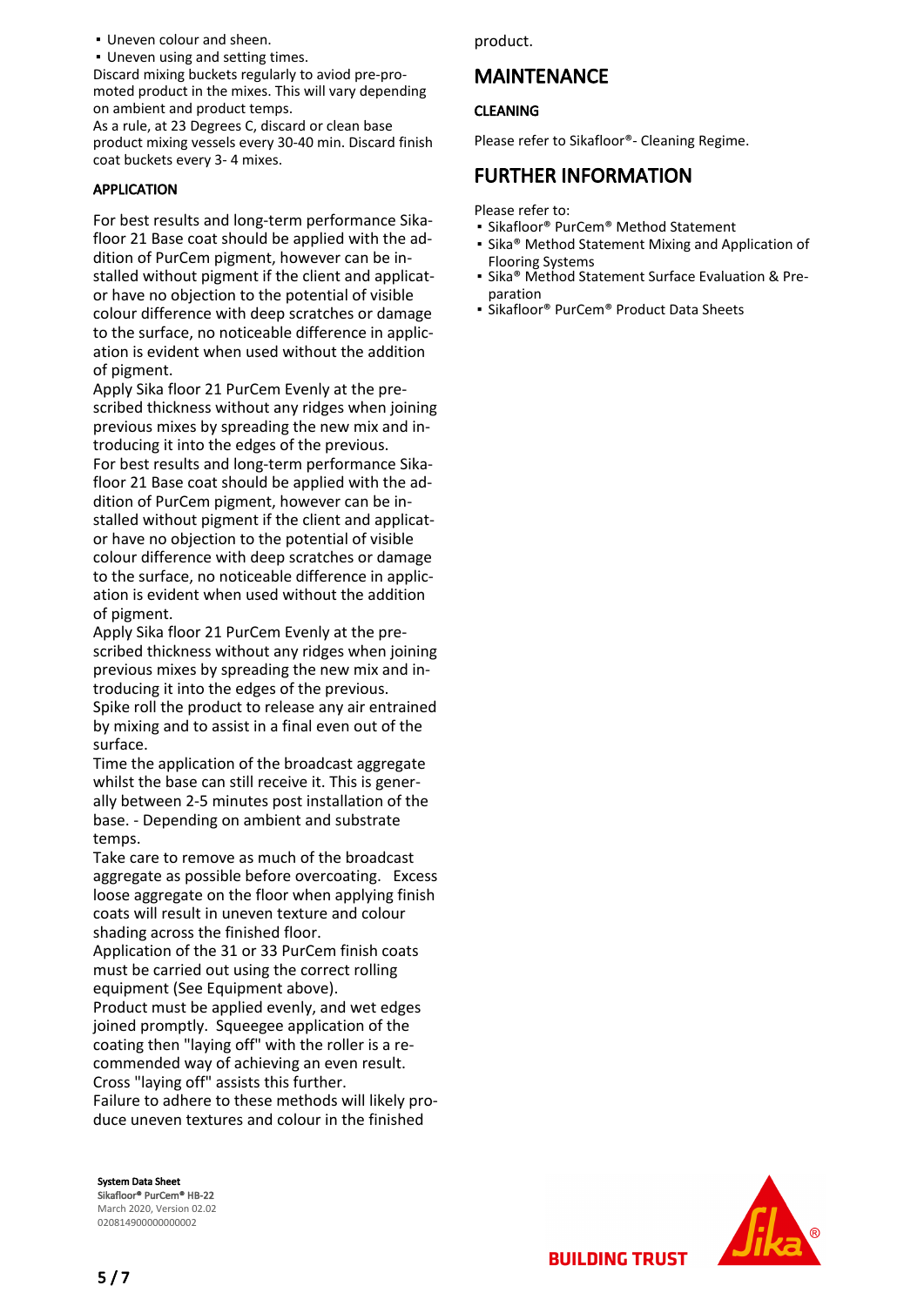- Uneven colour and sheen.
- Uneven using and setting times.

Discard mixing buckets regularly to aviod pre-promoted product in the mixes. This will vary depending on ambient and product temps.
As a rule, at 23 Degrees C, discard or clean base product mixing vessels every 30-40 min. Discard finish coat buckets every 3- 4 mixes.

### APPLICATION

For best results and long-term performance Sikafloor 21 Base coat should be applied with the addition of PurCem pigment, however can be installed without pigment if the client and applicator have no objection to the potential of visible colour difference with deep scratches or damage to the surface, no noticeable difference in application is evident when used without the addition of pigment.
Apply Sika floor 21 PurCem Evenly at the prescribed thickness without any ridges when joining previous mixes by spreading the new mix and introducing it into the edges of the previous.
For best results and long-term performance Sikafloor 21 Base coat should be applied with the addition of PurCem pigment, however can be installed without pigment if the client and applicator have no objection to the potential of visible colour difference with deep scratches or damage to the surface, no noticeable difference in application is evident when used without the addition of pigment.
Apply Sika floor 21 PurCem Evenly at the prescribed thickness without any ridges when joining previous mixes by spreading the new mix and introducing it into the edges of the previous.
Spike roll the product to release any air entrained by mixing and to assist in a final even out of the surface.
Time the application of the broadcast aggregate whilst the base can still receive it. This is generally between 2-5 minutes post installation of the base. - Depending on ambient and substrate temps.
Take care to remove as much of the broadcast aggregate as possible before overcoating. Excess loose aggregate on the floor when applying finish coats will result in uneven texture and colour shading across the finished floor.
Application of the 31 or 33 PurCem finish coats must be carried out using the correct rolling equipment (See Equipment above).
Product must be applied evenly, and wet edges joined promptly. Squeegee application of the coating then "laying off" with the roller is a recommended way of achieving an even result. Cross "laying off" assists this further.
Failure to adhere to these methods will likely produce uneven textures and colour in the finished product.

## MAINTENANCE

### CLEANING

Please refer to Sikafloor®- Cleaning Regime.

## FURTHER INFORMATION

Please refer to:

- Sikafloor® PurCem® Method Statement
- Sika® Method Statement Mixing and Application of Flooring Systems
- Sika® Method Statement Surface Evaluation & Preparation
- Sikafloor® PurCem® Product Data Sheets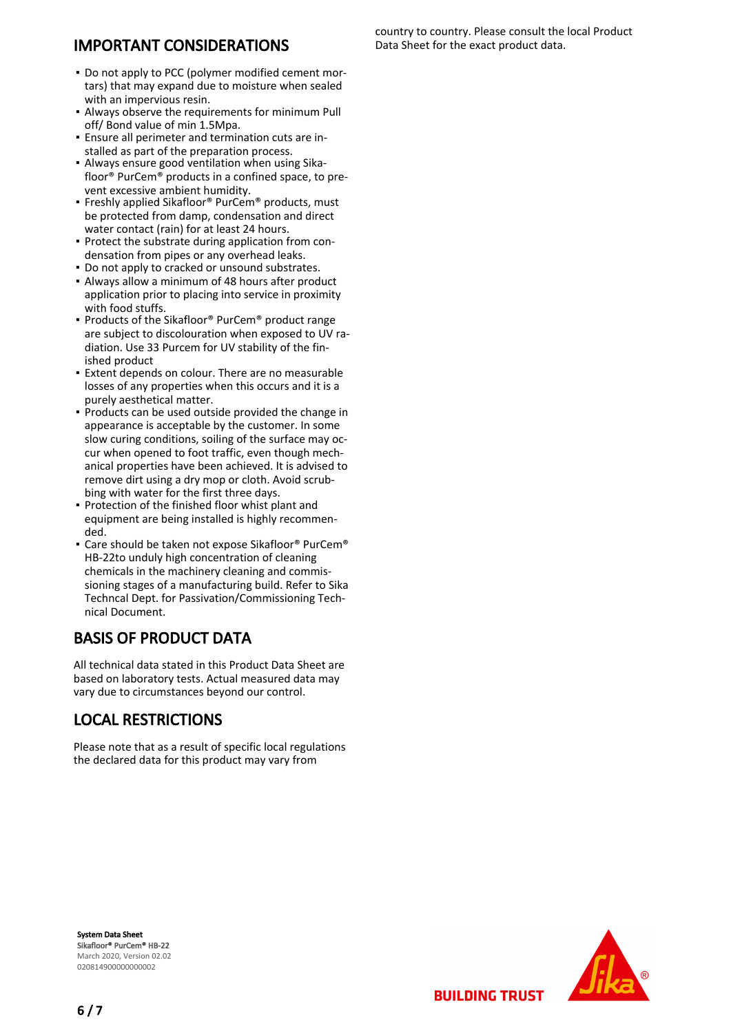## IMPORTANT CONSIDERATIONS

- Do not apply to PCC (polymer modified cement mortars) that may expand due to moisture when sealed with an impervious resin.
- Always observe the requirements for minimum Pull off/ Bond value of min 1.5Mpa.
- Ensure all perimeter and termination cuts are installed as part of the preparation process.
- Always ensure good ventilation when using Sikafloor® PurCem® products in a confined space, to prevent excessive ambient humidity.
- Freshly applied Sikafloor® PurCem® products, must be protected from damp, condensation and direct water contact (rain) for at least 24 hours.
- Protect the substrate during application from condensation from pipes or any overhead leaks.
- Do not apply to cracked or unsound substrates.
- Always allow a minimum of 48 hours after product application prior to placing into service in proximity with food stuffs.
- Products of the Sikafloor® PurCem® product range are subject to discolouration when exposed to UV radiation. Use 33 Purcem for UV stability of the finished product
- Extent depends on colour. There are no measurable losses of any properties when this occurs and it is a purely aesthetical matter.
- Products can be used outside provided the change in appearance is acceptable by the customer. In some slow curing conditions, soiling of the surface may occur when opened to foot traffic, even though mechanical properties have been achieved. It is advised to remove dirt using a dry mop or cloth. Avoid scrubbing with water for the first three days.
- Protection of the finished floor whist plant and equipment are being installed is highly recommended.
- Care should be taken not expose Sikafloor® PurCem® HB-22to unduly high concentration of cleaning chemicals in the machinery cleaning and commissioning stages of a manufacturing build. Refer to Sika Techncal Dept. for Passivation/Commissioning Technical Document.

## BASIS OF PRODUCT DATA

All technical data stated in this Product Data Sheet are based on laboratory tests. Actual measured data may vary due to circumstances beyond our control.

## LOCAL RESTRICTIONS

Please note that as a result of specific local regulations the declared data for this product may vary from country to country. Please consult the local Product Data Sheet for the exact product data.

**System Data Sheet**
**Sikafloor® PurCem® HB-22**
March 2020, Version 02.02
020814900000000002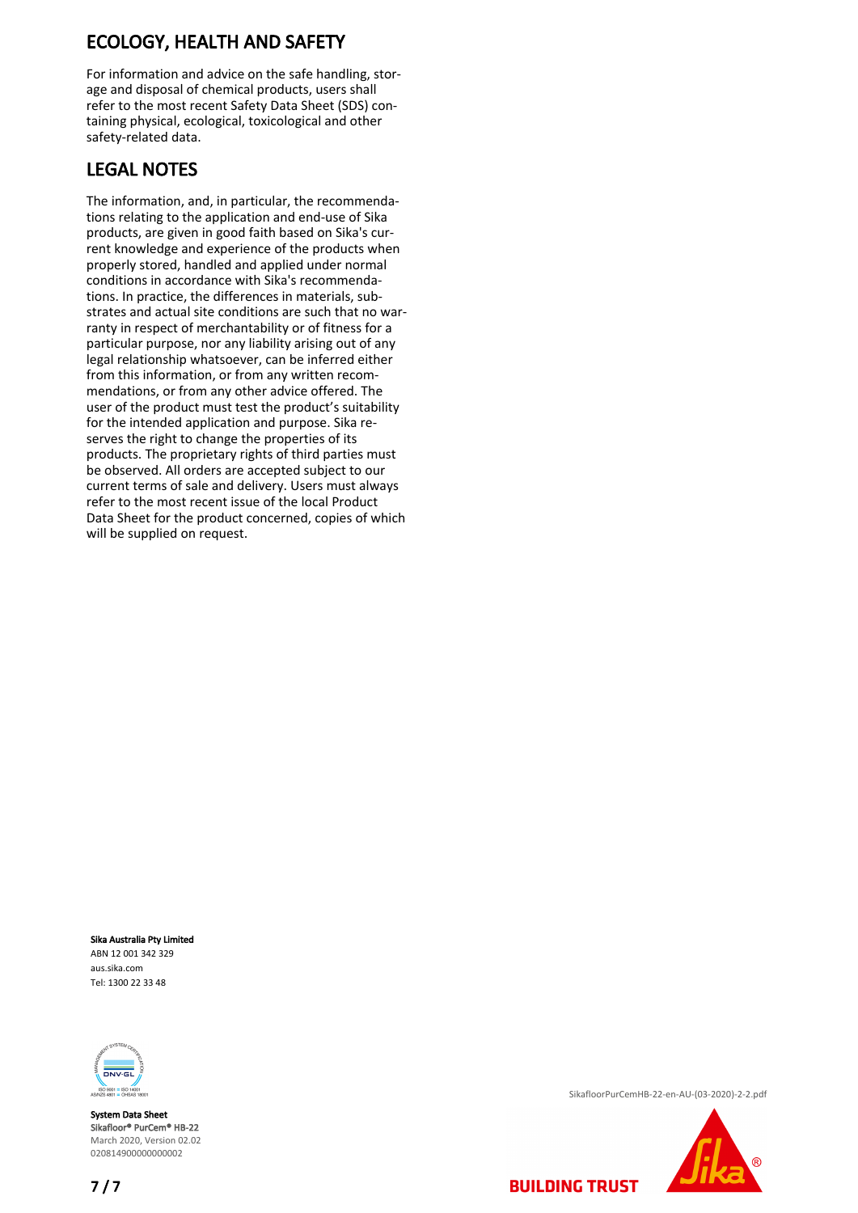## ECOLOGY, HEALTH AND SAFETY

For information and advice on the safe handling, storage and disposal of chemical products, users shall refer to the most recent Safety Data Sheet (SDS) containing physical, ecological, toxicological and other safety-related data.

## LEGAL NOTES

The information, and, in particular, the recommendations relating to the application and end-use of Sika products, are given in good faith based on Sika's current knowledge and experience of the products when properly stored, handled and applied under normal conditions in accordance with Sika's recommendations. In practice, the differences in materials, substrates and actual site conditions are such that no warranty in respect of merchantability or of fitness for a particular purpose, nor any liability arising out of any legal relationship whatsoever, can be inferred either from this information, or from any written recommendations, or from any other advice offered. The user of the product must test the product's suitability for the intended application and purpose. Sika reserves the right to change the properties of its products. The proprietary rights of third parties must be observed. All orders are accepted subject to our current terms of sale and delivery. Users must always refer to the most recent issue of the local Product Data Sheet for the product concerned, copies of which will be supplied on request.

**Sika Australia Pty Limited**
ABN 12 001 342 329
aus.sika.com
Tel: 1300 22 33 48

ISO 9001 = ISO 14001
AS/NZS 4801 = OHSAS 18001

**System Data Sheet**
**Sikafloor® PurCem® HB-22**
March 2020, Version 02.02
020814900000000002

SikafloorPurCemHB-22-en-AU-(03-2020)-2-2.pdf

BUILDING TRUST